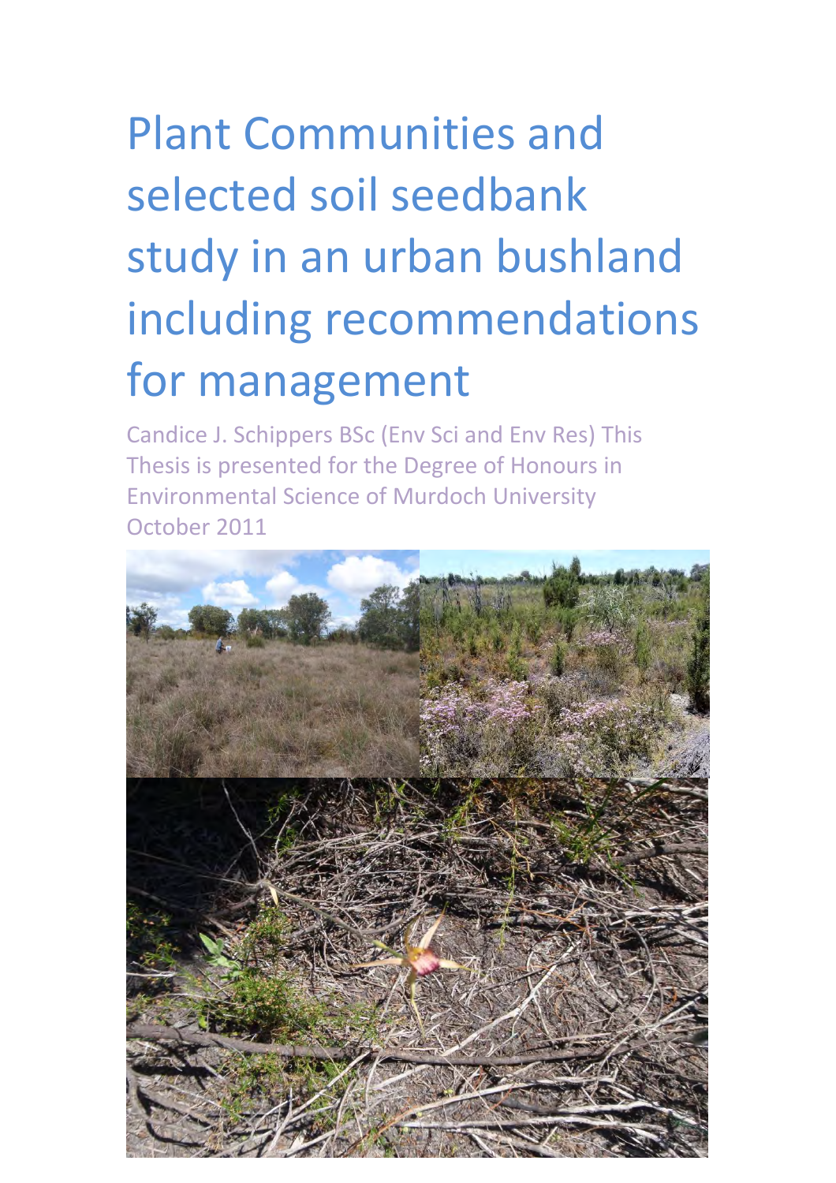# Plant Communities and selected soil seedbank study in an urban bushland including recommendations for management

Candice J. Schippers BSc (Env Sci and Env Res) This Thesis is presented for the Degree of Honours in Environmental Science of Murdoch University October 2011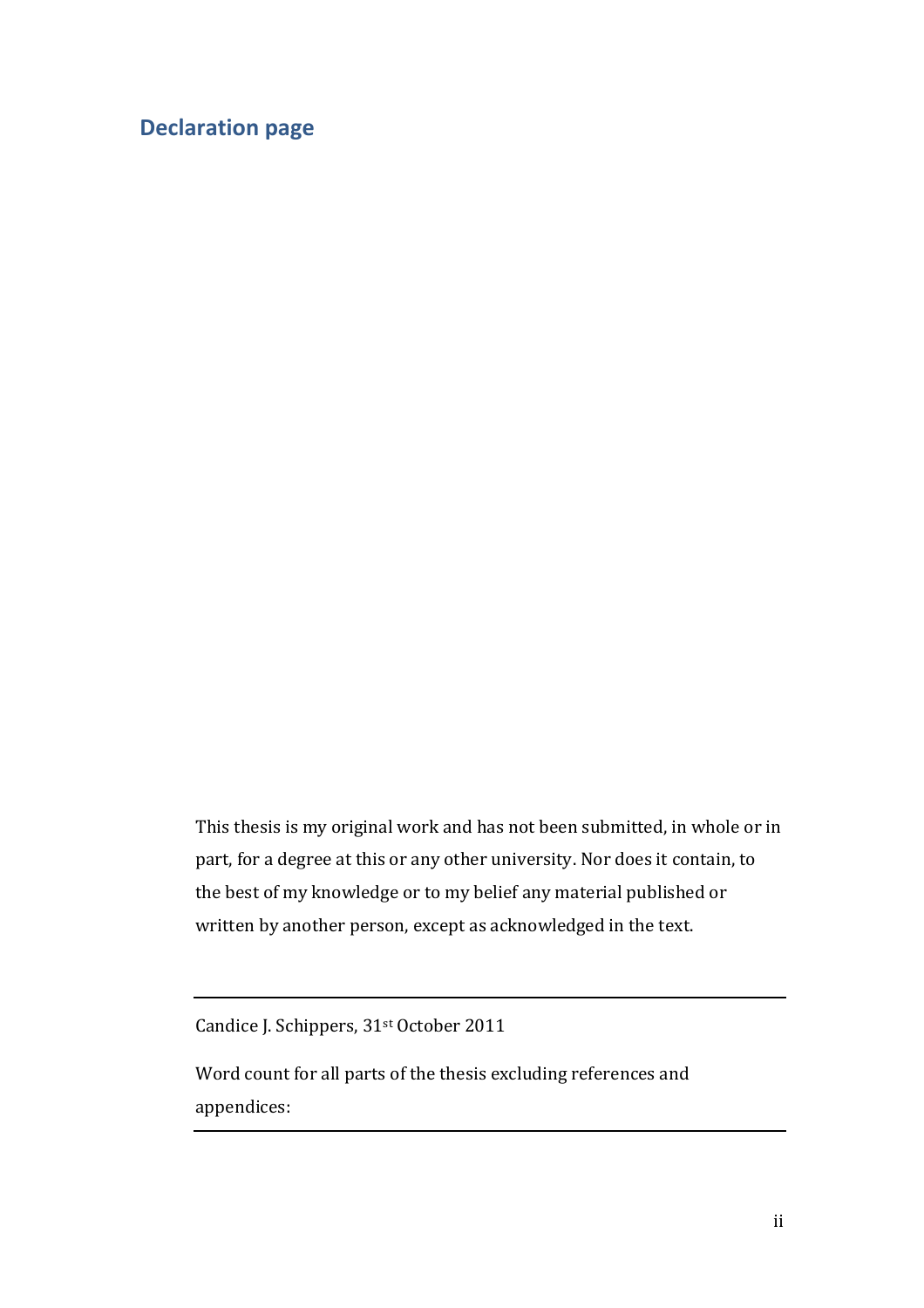## Declaration page

This thesis is my original work and has not been submitted, in whole or in part, for a degree at this or any other university. Nor does it contain, to the best of my knowledge or to my belief any material published or written by another person, except as acknowledged in the text.

---

Candice J. Schippers, 31st October 2011

Word count for all parts of the thesis excluding references and appendices:

---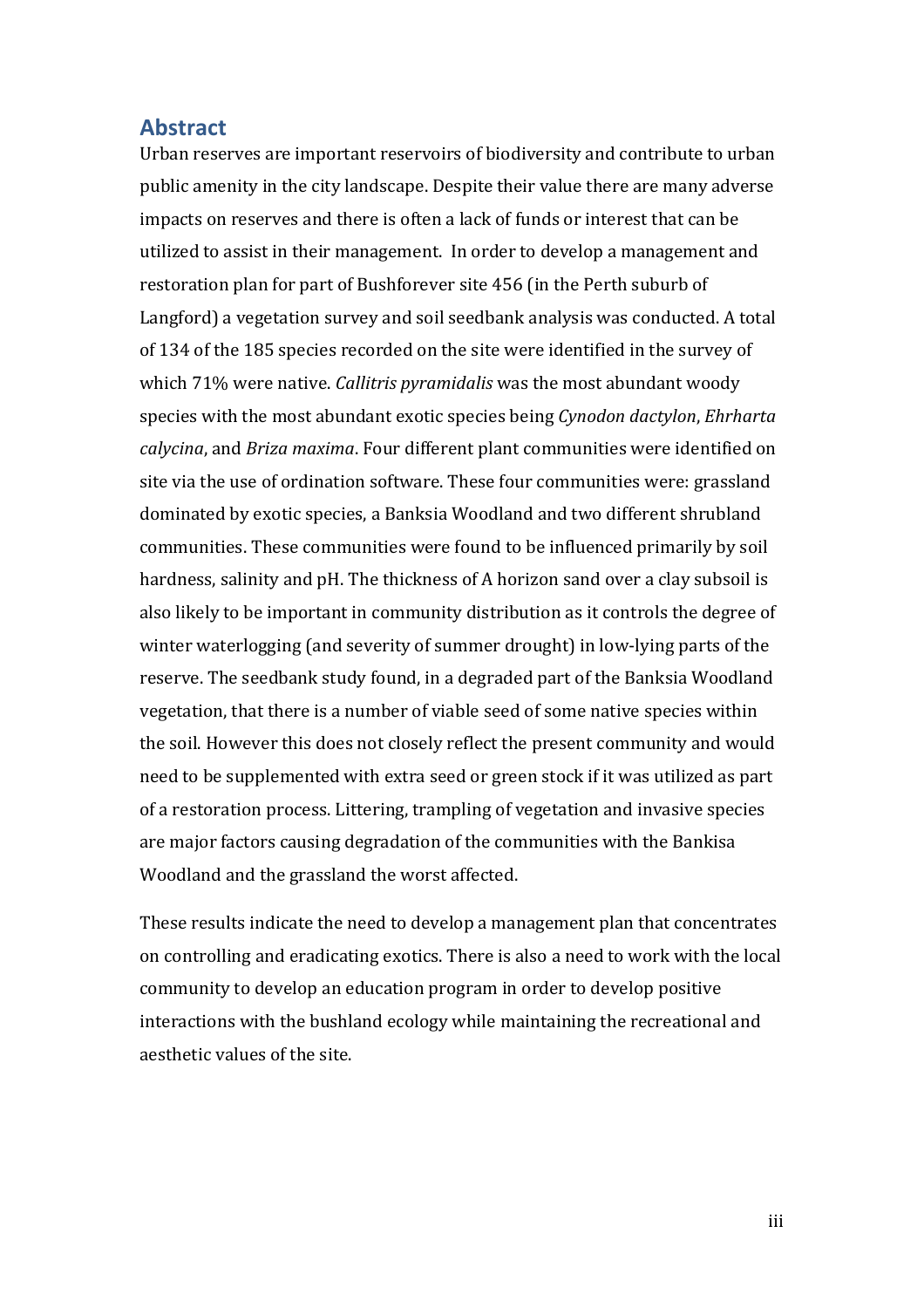## Abstract

Urban reserves are important reservoirs of biodiversity and contribute to urban public amenity in the city landscape. Despite their value there are many adverse impacts on reserves and there is often a lack of funds or interest that can be utilized to assist in their management. In order to develop a management and restoration plan for part of Bushforever site 456 (in the Perth suburb of Langford) a vegetation survey and soil seedbank analysis was conducted. A total of 134 of the 185 species recorded on the site were identified in the survey of which 71% were native. *Callitris pyramidalis* was the most abundant woody species with the most abundant exotic species being *Cynodon dactylon*, *Ehrharta calycina*, and *Briza maxima*. Four different plant communities were identified on site via the use of ordination software. These four communities were: grassland dominated by exotic species, a Banksia Woodland and two different shrubland communities. These communities were found to be influenced primarily by soil hardness, salinity and pH. The thickness of A horizon sand over a clay subsoil is also likely to be important in community distribution as it controls the degree of winter waterlogging (and severity of summer drought) in low-lying parts of the reserve. The seedbank study found, in a degraded part of the Banksia Woodland vegetation, that there is a number of viable seed of some native species within the soil. However this does not closely reflect the present community and would need to be supplemented with extra seed or green stock if it was utilized as part of a restoration process. Littering, trampling of vegetation and invasive species are major factors causing degradation of the communities with the Bankisa Woodland and the grassland the worst affected.

These results indicate the need to develop a management plan that concentrates on controlling and eradicating exotics. There is also a need to work with the local community to develop an education program in order to develop positive interactions with the bushland ecology while maintaining the recreational and aesthetic values of the site.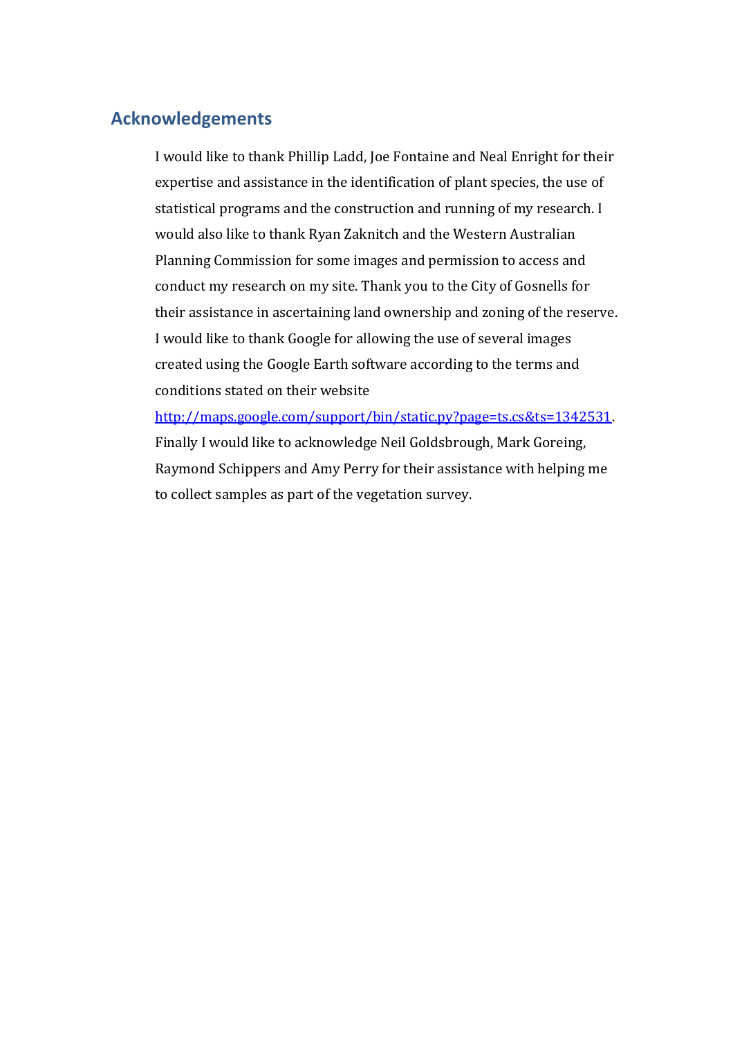## Acknowledgements

I would like to thank Phillip Ladd, Joe Fontaine and Neal Enright for their expertise and assistance in the identification of plant species, the use of statistical programs and the construction and running of my research. I would also like to thank Ryan Zaknitch and the Western Australian Planning Commission for some images and permission to access and conduct my research on my site. Thank you to the City of Gosnells for their assistance in ascertaining land ownership and zoning of the reserve. I would like to thank Google for allowing the use of several images created using the Google Earth software according to the terms and conditions stated on their website http://maps.google.com/support/bin/static.py?page=ts.cs&ts=1342531. Finally I would like to acknowledge Neil Goldsbrough, Mark Goreing, Raymond Schippers and Amy Perry for their assistance with helping me to collect samples as part of the vegetation survey.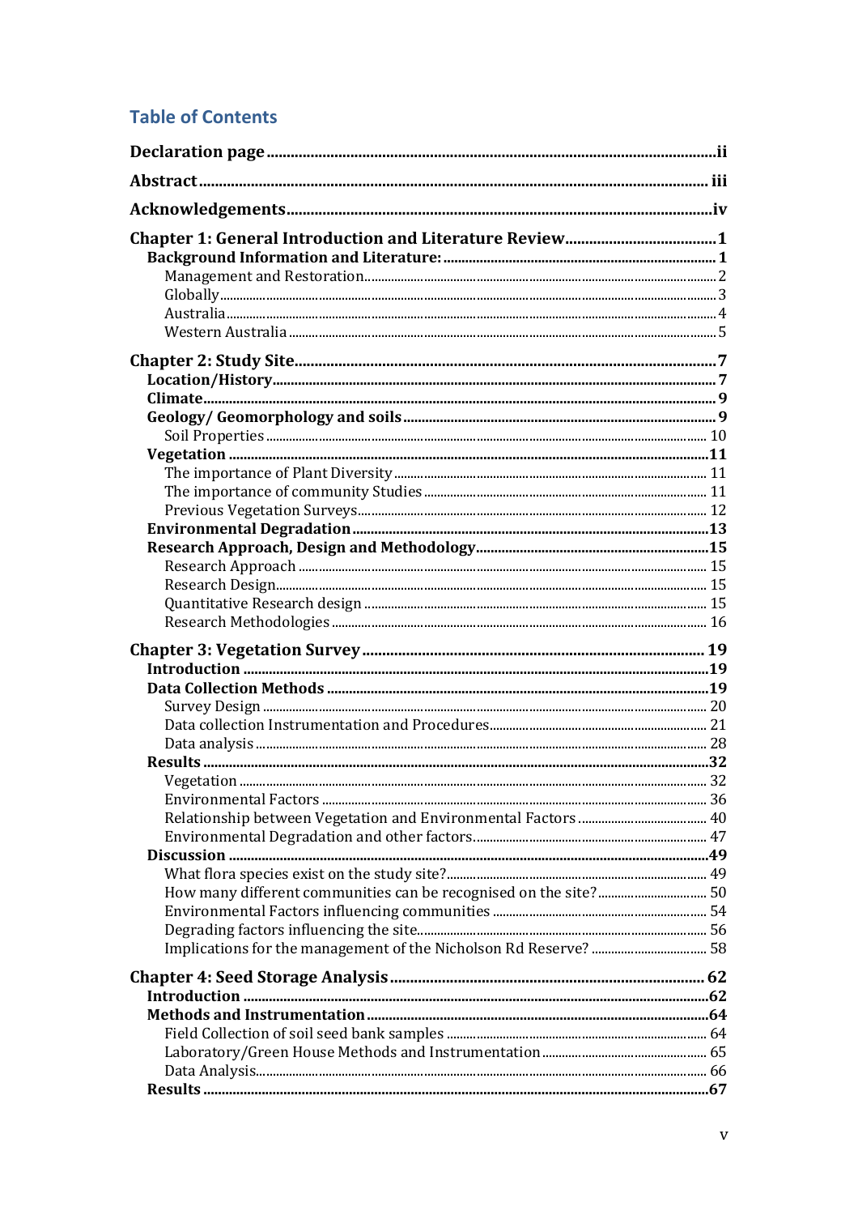## Table of Contents

**Declaration page** ii

**Abstract** iii

**Acknowledgements** iv

**Chapter 1: General Introduction and Literature Review** 1
- **Background Information and Literature:** 1
  - Management and Restoration 2
  - Globally 3
  - Australia 4
  - Western Australia 5

**Chapter 2: Study Site** 7
- **Location/History** 7
- **Climate** 9
- **Geology/ Geomorphology and soils** 9
  - Soil Properties 10
- **Vegetation** 11
  - The importance of Plant Diversity 11
  - The importance of community Studies 11
  - Previous Vegetation Surveys 12
- **Environmental Degradation** 13
- **Research Approach, Design and Methodology** 15
  - Research Approach 15
  - Research Design 15
  - Quantitative Research design 15
  - Research Methodologies 16

**Chapter 3: Vegetation Survey** 19
- **Introduction** 19
- **Data Collection Methods** 19
  - Survey Design 20
  - Data collection Instrumentation and Procedures 21
  - Data analysis 28
- **Results** 32
  - Vegetation 32
  - Environmental Factors 36
  - Relationship between Vegetation and Environmental Factors 40
  - Environmental Degradation and other factors 47
- **Discussion** 49
  - What flora species exist on the study site? 49
  - How many different communities can be recognised on the site? 50
  - Environmental Factors influencing communities 54
  - Degrading factors influencing the site 56
  - Implications for the management of the Nicholson Rd Reserve? 58

**Chapter 4: Seed Storage Analysis** 62
- **Introduction** 62
- **Methods and Instrumentation** 64
  - Field Collection of soil seed bank samples 64
  - Laboratory/Green House Methods and Instrumentation 65
  - Data Analysis 66
- **Results** 67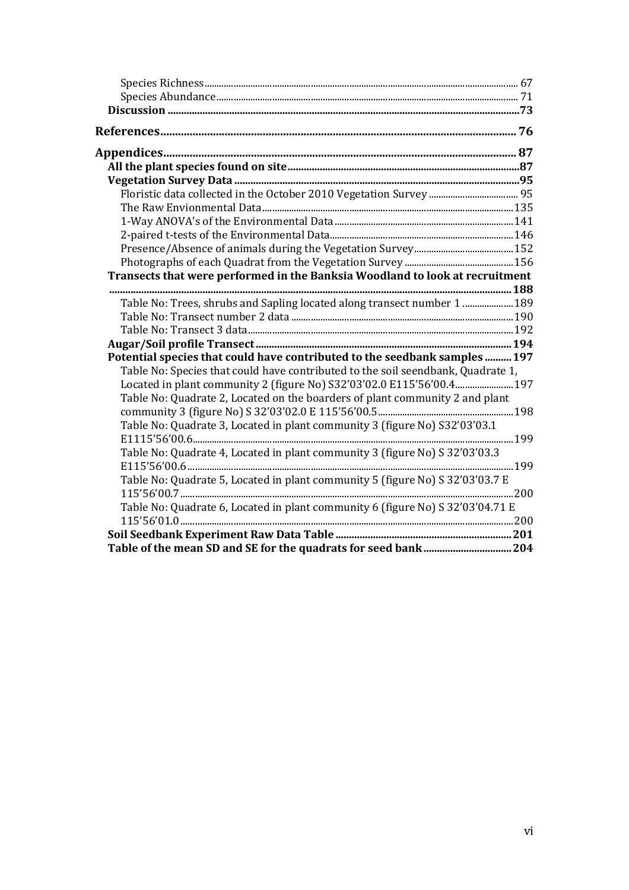Species Richness ........ 67
Species Abundance ........ 71
**Discussion** ........ **73**

**References** ........ **76**

**Appendices** ........ **87**
**All the plant species found on site** ........ **87**
**Vegetation Survey Data** ........ **95**
Floristic data collected in the October 2010 Vegetation Survey ........ 95
The Raw Envionmental Data ........ 135
1-Way ANOVA's of the Environmental Data ........ 141
2-paired t-tests of the Environmental Data ........ 146
Presence/Absence of animals during the Vegetation Survey ........ 152
Photographs of each Quadrat from the Vegetation Survey ........ 156
**Transects that were performed in the Banksia Woodland to look at recruitment** ........ **188**
Table No: Trees, shrubs and Sapling located along transect number 1 ........ 189
Table No: Transect number 2 data ........ 190
Table No: Transect 3 data ........ 192
**Augar/Soil profile Transect** ........ **194**
**Potential species that could have contributed to the seedbank samples** ........ **197**
Table No: Species that could have contributed to the soil seendbank, Quadrate 1, Located in plant community 2 (figure No) S32'03'02.0 E115'56'00.4 ........ 197
Table No: Quadrate 2, Located on the boarders of plant community 2 and plant community 3 (figure No) S 32'03'02.0 E 115'56'00.5 ........ 198
Table No: Quadrate 3, Located in plant community 3 (figure No) S32'03'03.1 E1115'56'00.6 ........ 199
Table No: Quadrate 4, Located in plant community 3 (figure No) S 32'03'03.3 E115'56'00.6 ........ 199
Table No: Quadrate 5, Located in plant community 5 (figure No) S 32'03'03.7 E 115'56'00.7 ........ 200
Table No: Quadrate 6, Located in plant community 6 (figure No) S 32'03'04.71 E 115'56'01.0 ........ 200
**Soil Seedbank Experiment Raw Data Table** ........ **201**
**Table of the mean SD and SE for the quadrats for seed bank** ........ **204**